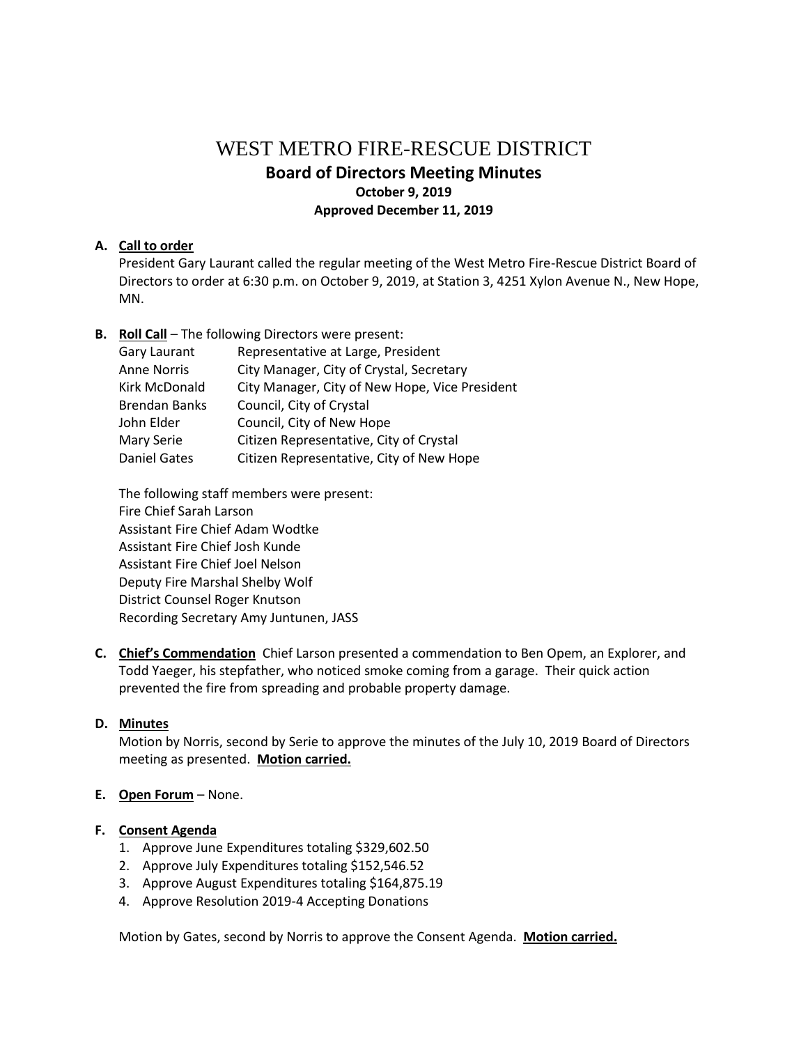# WEST METRO FIRE-RESCUE DISTRICT

## Board of Directors Meeting Minutes

**October 9, 2019**

**Approved December 11, 2019**

**A. Call to order**

President Gary Laurant called the regular meeting of the West Metro Fire-Rescue District Board of Directors to order at 6:30 p.m. on October 9, 2019, at Station 3, 4251 Xylon Avenue N., New Hope, MN.

**B. Roll Call** – The following Directors were present:

| | |
|---|---|
| Gary Laurant | Representative at Large, President |
| Anne Norris | City Manager, City of Crystal, Secretary |
| Kirk McDonald | City Manager, City of New Hope, Vice President |
| Brendan Banks | Council, City of Crystal |
| John Elder | Council, City of New Hope |
| Mary Serie | Citizen Representative, City of Crystal |
| Daniel Gates | Citizen Representative, City of New Hope |

The following staff members were present:
Fire Chief Sarah Larson
Assistant Fire Chief Adam Wodtke
Assistant Fire Chief Josh Kunde
Assistant Fire Chief Joel Nelson
Deputy Fire Marshal Shelby Wolf
District Counsel Roger Knutson
Recording Secretary Amy Juntunen, JASS

**C. Chief's Commendation** Chief Larson presented a commendation to Ben Opem, an Explorer, and Todd Yaeger, his stepfather, who noticed smoke coming from a garage. Their quick action prevented the fire from spreading and probable property damage.

**D. Minutes**

Motion by Norris, second by Serie to approve the minutes of the July 10, 2019 Board of Directors meeting as presented. **Motion carried.**

**E. Open Forum** – None.

**F. Consent Agenda**

1. Approve June Expenditures totaling $329,602.50
2. Approve July Expenditures totaling $152,546.52
3. Approve August Expenditures totaling $164,875.19
4. Approve Resolution 2019-4 Accepting Donations

Motion by Gates, second by Norris to approve the Consent Agenda. **Motion carried.**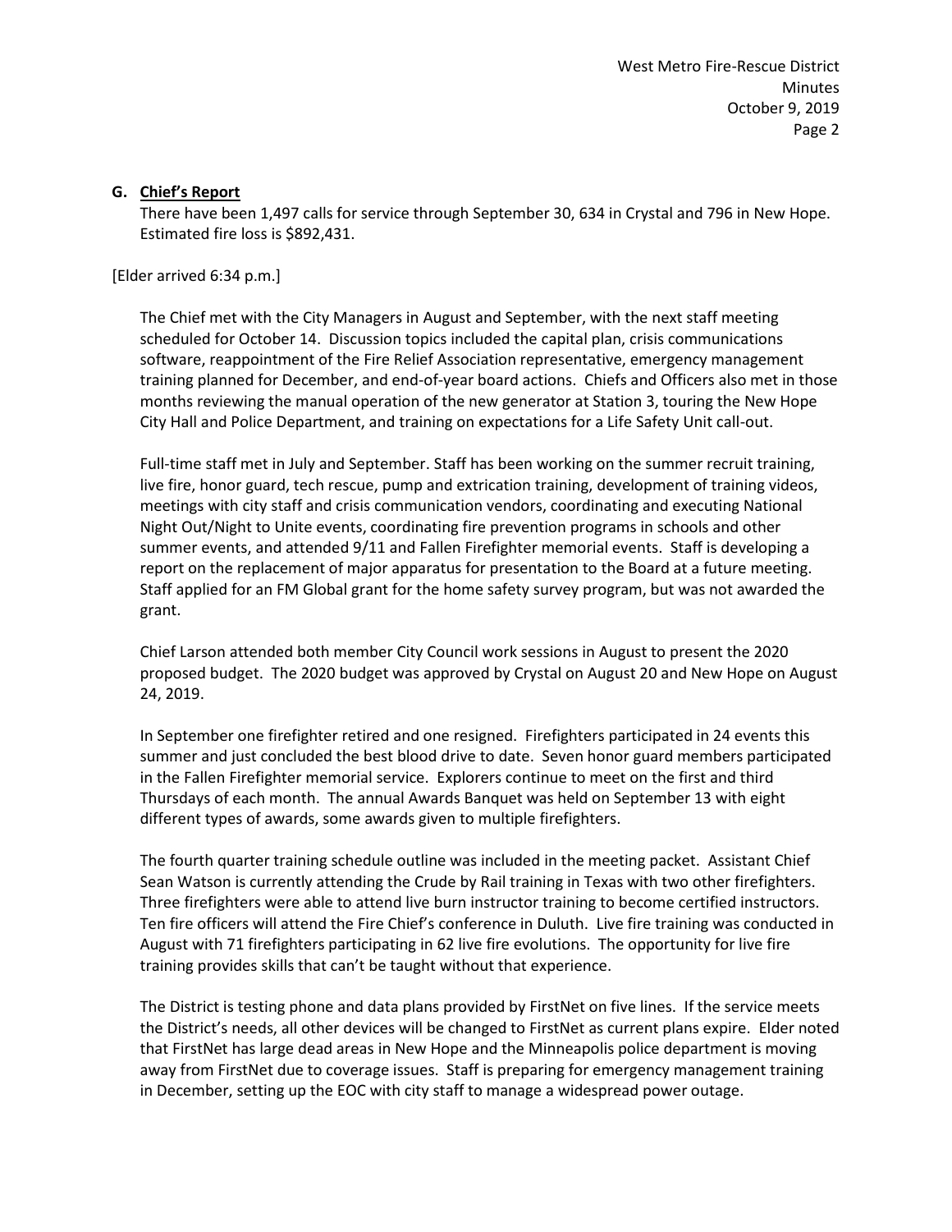**G. Chief's Report**

There have been 1,497 calls for service through September 30, 634 in Crystal and 796 in New Hope. Estimated fire loss is $892,431.

[Elder arrived 6:34 p.m.]

The Chief met with the City Managers in August and September, with the next staff meeting scheduled for October 14. Discussion topics included the capital plan, crisis communications software, reappointment of the Fire Relief Association representative, emergency management training planned for December, and end-of-year board actions. Chiefs and Officers also met in those months reviewing the manual operation of the new generator at Station 3, touring the New Hope City Hall and Police Department, and training on expectations for a Life Safety Unit call-out.

Full-time staff met in July and September. Staff has been working on the summer recruit training, live fire, honor guard, tech rescue, pump and extrication training, development of training videos, meetings with city staff and crisis communication vendors, coordinating and executing National Night Out/Night to Unite events, coordinating fire prevention programs in schools and other summer events, and attended 9/11 and Fallen Firefighter memorial events. Staff is developing a report on the replacement of major apparatus for presentation to the Board at a future meeting. Staff applied for an FM Global grant for the home safety survey program, but was not awarded the grant.

Chief Larson attended both member City Council work sessions in August to present the 2020 proposed budget. The 2020 budget was approved by Crystal on August 20 and New Hope on August 24, 2019.

In September one firefighter retired and one resigned. Firefighters participated in 24 events this summer and just concluded the best blood drive to date. Seven honor guard members participated in the Fallen Firefighter memorial service. Explorers continue to meet on the first and third Thursdays of each month. The annual Awards Banquet was held on September 13 with eight different types of awards, some awards given to multiple firefighters.

The fourth quarter training schedule outline was included in the meeting packet. Assistant Chief Sean Watson is currently attending the Crude by Rail training in Texas with two other firefighters. Three firefighters were able to attend live burn instructor training to become certified instructors. Ten fire officers will attend the Fire Chief's conference in Duluth. Live fire training was conducted in August with 71 firefighters participating in 62 live fire evolutions. The opportunity for live fire training provides skills that can't be taught without that experience.

The District is testing phone and data plans provided by FirstNet on five lines. If the service meets the District's needs, all other devices will be changed to FirstNet as current plans expire. Elder noted that FirstNet has large dead areas in New Hope and the Minneapolis police department is moving away from FirstNet due to coverage issues. Staff is preparing for emergency management training in December, setting up the EOC with city staff to manage a widespread power outage.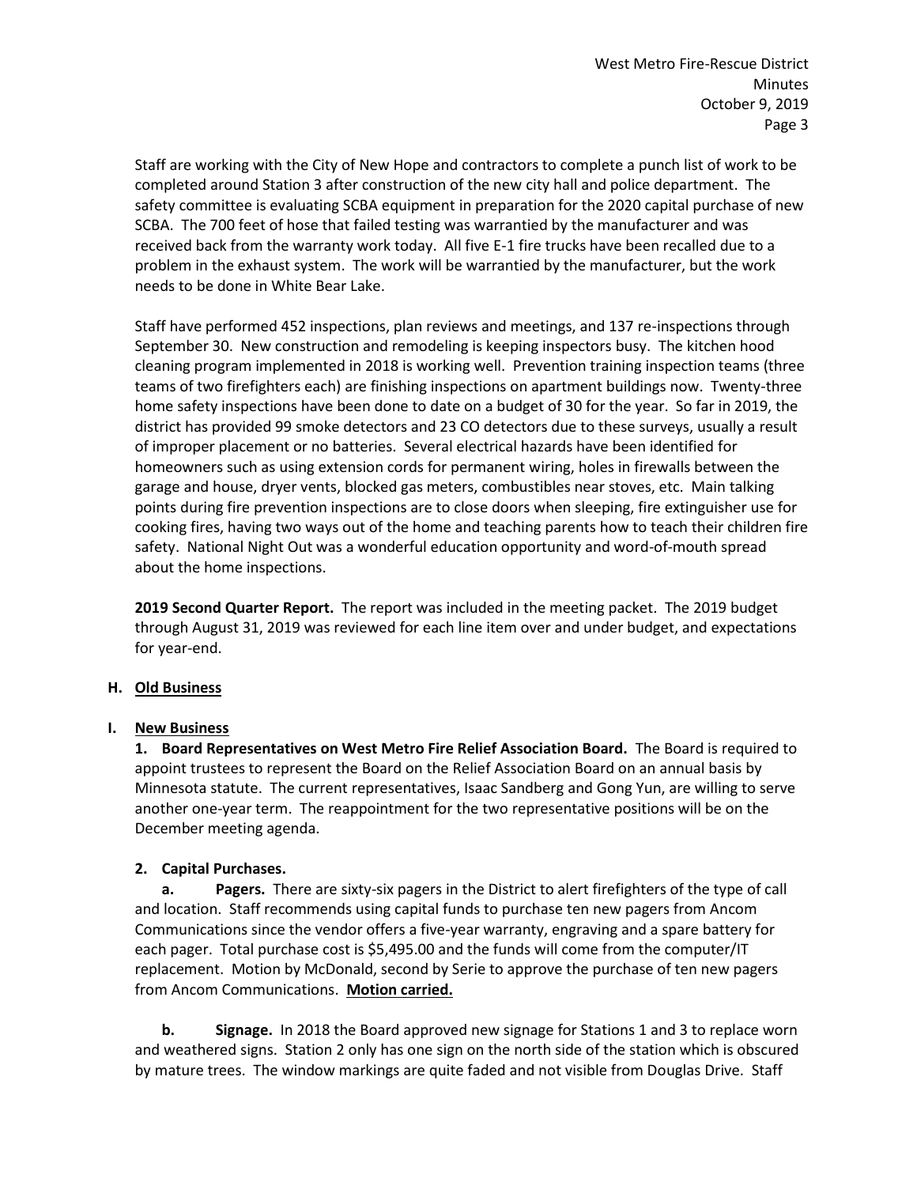Staff are working with the City of New Hope and contractors to complete a punch list of work to be completed around Station 3 after construction of the new city hall and police department. The safety committee is evaluating SCBA equipment in preparation for the 2020 capital purchase of new SCBA. The 700 feet of hose that failed testing was warrantied by the manufacturer and was received back from the warranty work today. All five E-1 fire trucks have been recalled due to a problem in the exhaust system. The work will be warrantied by the manufacturer, but the work needs to be done in White Bear Lake.

Staff have performed 452 inspections, plan reviews and meetings, and 137 re-inspections through September 30. New construction and remodeling is keeping inspectors busy. The kitchen hood cleaning program implemented in 2018 is working well. Prevention training inspection teams (three teams of two firefighters each) are finishing inspections on apartment buildings now. Twenty-three home safety inspections have been done to date on a budget of 30 for the year. So far in 2019, the district has provided 99 smoke detectors and 23 CO detectors due to these surveys, usually a result of improper placement or no batteries. Several electrical hazards have been identified for homeowners such as using extension cords for permanent wiring, holes in firewalls between the garage and house, dryer vents, blocked gas meters, combustibles near stoves, etc. Main talking points during fire prevention inspections are to close doors when sleeping, fire extinguisher use for cooking fires, having two ways out of the home and teaching parents how to teach their children fire safety. National Night Out was a wonderful education opportunity and word-of-mouth spread about the home inspections.

**2019 Second Quarter Report.** The report was included in the meeting packet. The 2019 budget through August 31, 2019 was reviewed for each line item over and under budget, and expectations for year-end.

**H. <u>Old Business</u>**

**I. <u>New Business</u>**

**1. Board Representatives on West Metro Fire Relief Association Board.** The Board is required to appoint trustees to represent the Board on the Relief Association Board on an annual basis by Minnesota statute. The current representatives, Isaac Sandberg and Gong Yun, are willing to serve another one-year term. The reappointment for the two representative positions will be on the December meeting agenda.

**2. Capital Purchases.**

**a. Pagers.** There are sixty-six pagers in the District to alert firefighters of the type of call and location. Staff recommends using capital funds to purchase ten new pagers from Ancom Communications since the vendor offers a five-year warranty, engraving and a spare battery for each pager. Total purchase cost is $5,495.00 and the funds will come from the computer/IT replacement. Motion by McDonald, second by Serie to approve the purchase of ten new pagers from Ancom Communications. **<u>Motion carried.</u>**

**b. Signage.** In 2018 the Board approved new signage for Stations 1 and 3 to replace worn and weathered signs. Station 2 only has one sign on the north side of the station which is obscured by mature trees. The window markings are quite faded and not visible from Douglas Drive. Staff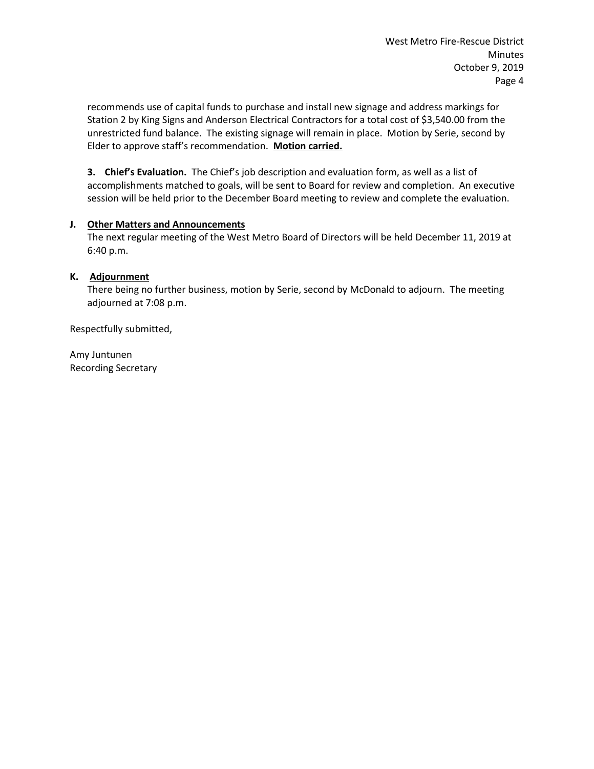recommends use of capital funds to purchase and install new signage and address markings for Station 2 by King Signs and Anderson Electrical Contractors for a total cost of $3,540.00 from the unrestricted fund balance. The existing signage will remain in place. Motion by Serie, second by Elder to approve staff's recommendation. **Motion carried.**

**3. Chief's Evaluation.** The Chief's job description and evaluation form, as well as a list of accomplishments matched to goals, will be sent to Board for review and completion. An executive session will be held prior to the December Board meeting to review and complete the evaluation.

**J. Other Matters and Announcements**

The next regular meeting of the West Metro Board of Directors will be held December 11, 2019 at 6:40 p.m.

**K. Adjournment**

There being no further business, motion by Serie, second by McDonald to adjourn. The meeting adjourned at 7:08 p.m.

Respectfully submitted,

Amy Juntunen
Recording Secretary